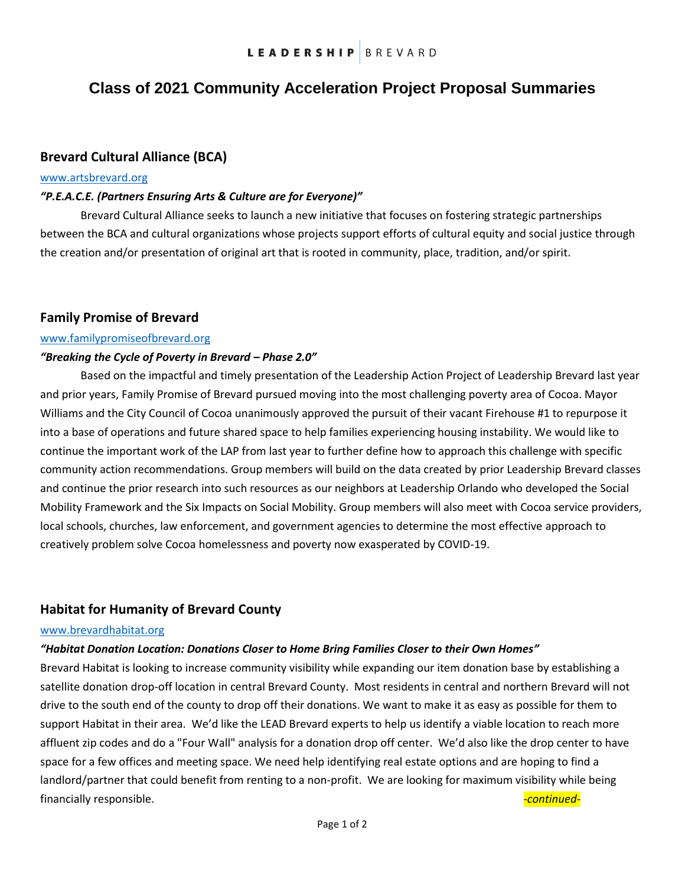LEADERSHIP | BREVARD

# Class of 2021 Community Acceleration Project Proposal Summaries

## Brevard Cultural Alliance (BCA)

www.artsbrevard.org

***"P.E.A.C.E. (Partners Ensuring Arts & Culture are for Everyone)"***

Brevard Cultural Alliance seeks to launch a new initiative that focuses on fostering strategic partnerships between the BCA and cultural organizations whose projects support efforts of cultural equity and social justice through the creation and/or presentation of original art that is rooted in community, place, tradition, and/or spirit.

## Family Promise of Brevard

www.familypromiseofbrevard.org

***"Breaking the Cycle of Poverty in Brevard – Phase 2.0"***

Based on the impactful and timely presentation of the Leadership Action Project of Leadership Brevard last year and prior years, Family Promise of Brevard pursued moving into the most challenging poverty area of Cocoa. Mayor Williams and the City Council of Cocoa unanimously approved the pursuit of their vacant Firehouse #1 to repurpose it into a base of operations and future shared space to help families experiencing housing instability. We would like to continue the important work of the LAP from last year to further define how to approach this challenge with specific community action recommendations. Group members will build on the data created by prior Leadership Brevard classes and continue the prior research into such resources as our neighbors at Leadership Orlando who developed the Social Mobility Framework and the Six Impacts on Social Mobility. Group members will also meet with Cocoa service providers, local schools, churches, law enforcement, and government agencies to determine the most effective approach to creatively problem solve Cocoa homelessness and poverty now exasperated by COVID-19.

## Habitat for Humanity of Brevard County

www.brevardhabitat.org

***"Habitat Donation Location: Donations Closer to Home Bring Families Closer to their Own Homes"***

Brevard Habitat is looking to increase community visibility while expanding our item donation base by establishing a satellite donation drop-off location in central Brevard County. Most residents in central and northern Brevard will not drive to the south end of the county to drop off their donations. We want to make it as easy as possible for them to support Habitat in their area. We'd like the LEAD Brevard experts to help us identify a viable location to reach more affluent zip codes and do a "Four Wall" analysis for a donation drop off center. We'd also like the drop center to have space for a few offices and meeting space. We need help identifying real estate options and are hoping to find a landlord/partner that could benefit from renting to a non-profit. We are looking for maximum visibility while being financially responsible.

*-continued-*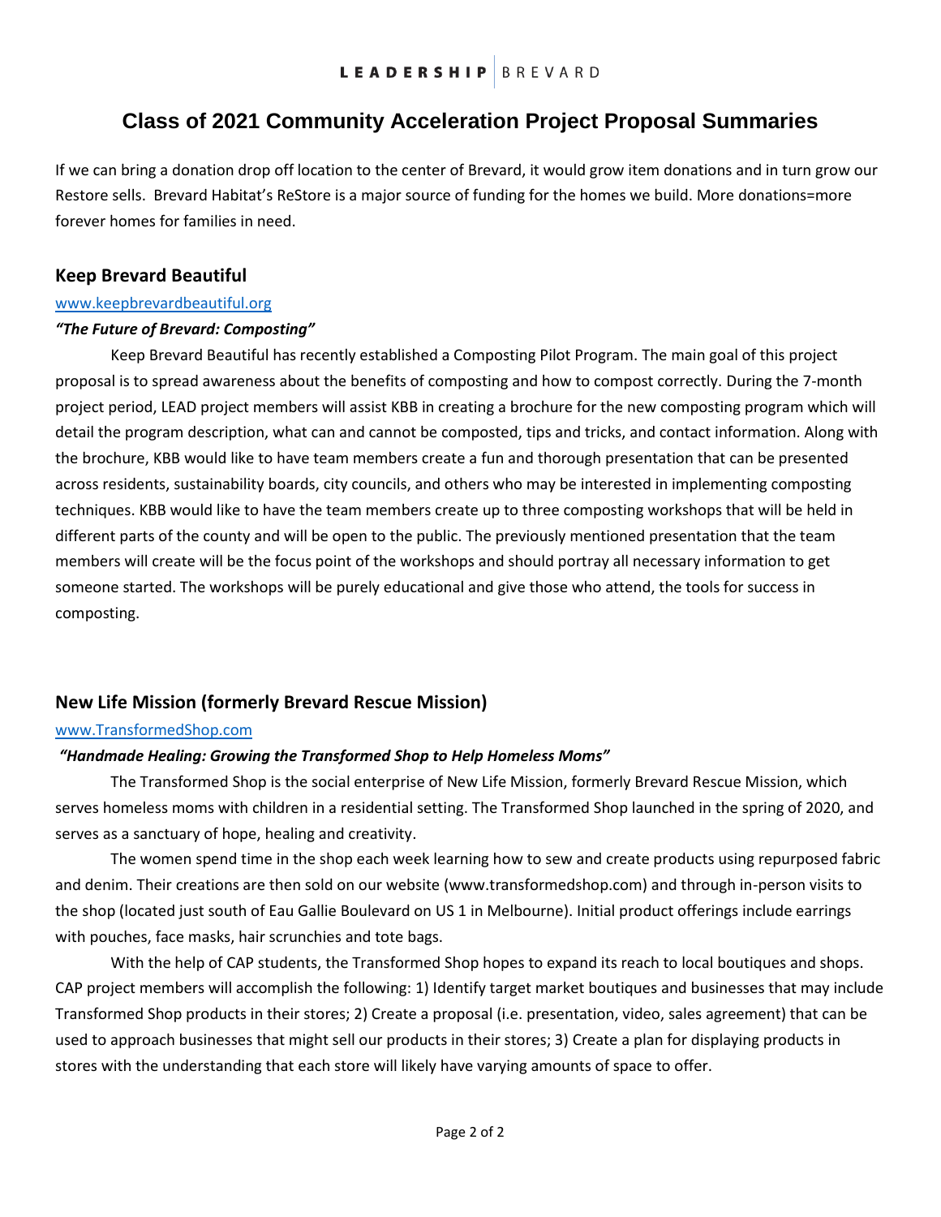# Class of 2021 Community Acceleration Project Proposal Summaries

If we can bring a donation drop off location to the center of Brevard, it would grow item donations and in turn grow our Restore sells. Brevard Habitat's ReStore is a major source of funding for the homes we build. More donations=more forever homes for families in need.

## Keep Brevard Beautiful

www.keepbrevardbeautiful.org

***"The Future of Brevard: Composting"***

Keep Brevard Beautiful has recently established a Composting Pilot Program. The main goal of this project proposal is to spread awareness about the benefits of composting and how to compost correctly. During the 7-month project period, LEAD project members will assist KBB in creating a brochure for the new composting program which will detail the program description, what can and cannot be composted, tips and tricks, and contact information. Along with the brochure, KBB would like to have team members create a fun and thorough presentation that can be presented across residents, sustainability boards, city councils, and others who may be interested in implementing composting techniques. KBB would like to have the team members create up to three composting workshops that will be held in different parts of the county and will be open to the public. The previously mentioned presentation that the team members will create will be the focus point of the workshops and should portray all necessary information to get someone started. The workshops will be purely educational and give those who attend, the tools for success in composting.

## New Life Mission (formerly Brevard Rescue Mission)

www.TransformedShop.com

***"Handmade Healing: Growing the Transformed Shop to Help Homeless Moms"***

The Transformed Shop is the social enterprise of New Life Mission, formerly Brevard Rescue Mission, which serves homeless moms with children in a residential setting. The Transformed Shop launched in the spring of 2020, and serves as a sanctuary of hope, healing and creativity.

The women spend time in the shop each week learning how to sew and create products using repurposed fabric and denim. Their creations are then sold on our website (www.transformedshop.com) and through in-person visits to the shop (located just south of Eau Gallie Boulevard on US 1 in Melbourne). Initial product offerings include earrings with pouches, face masks, hair scrunchies and tote bags.

With the help of CAP students, the Transformed Shop hopes to expand its reach to local boutiques and shops. CAP project members will accomplish the following: 1) Identify target market boutiques and businesses that may include Transformed Shop products in their stores; 2) Create a proposal (i.e. presentation, video, sales agreement) that can be used to approach businesses that might sell our products in their stores; 3) Create a plan for displaying products in stores with the understanding that each store will likely have varying amounts of space to offer.